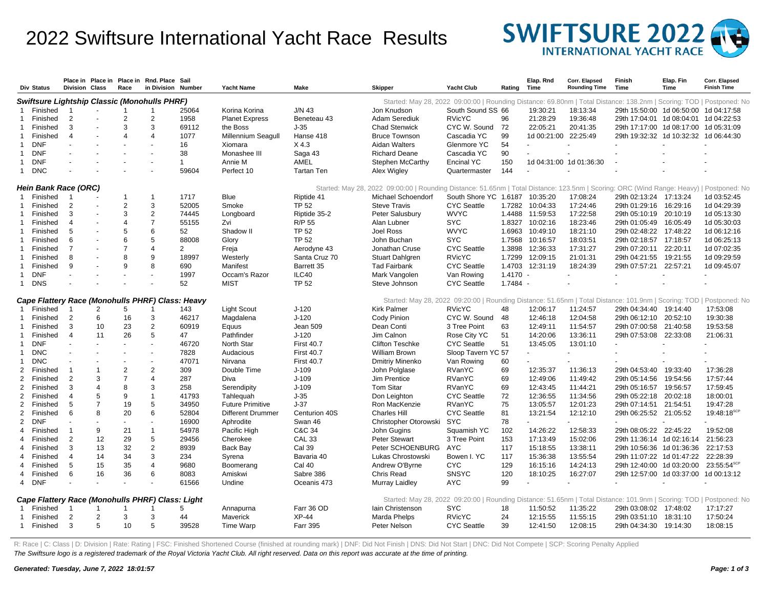# 2022 Swiftsure International Yacht Race Results

| Div | Status | Place in Division | Place in Class | Place in Race | Rnd. Place in Division | Sail Number | Yacht Name | Make | Skipper | Yacht Club | Rating | Elap. Rnd Time | Corr. Elapsed Rounding Time | Finish Time | Elap. Fin Time | Corr. Elapsed Finish Time |
|---|---|---|---|---|---|---|---|---|---|---|---|---|---|---|---|---|
| **Swiftsure Lightship Classic (Monohulls PHRF)** | | | | | | | | | Started: May 28, 2022 09:00:00 \| Rounding Distance: 69.80nm \| Total Distance: 138.2nm \| Scoring: TOD \| Postponed: No | | | | | | | |
| 1 | Finished | 1 | - | 1 | 1 | 25064 | Korina Korina | J/N 43 | Jon Knudson | South Sound SS | 66 | 19:30:21 | 18:13:34 | 29th 15:50:00 | 1d 06:50:00 | 1d 04:17:58 |
| 1 | Finished | 2 | - | 2 | 2 | 1958 | Planet Express | Beneteau 43 | Adam Serediuk | RVicYC | 96 | 21:28:29 | 19:36:48 | 29th 17:04:01 | 1d 08:04:01 | 1d 04:22:53 |
| 1 | Finished | 3 | - | 3 | 3 | 69112 | the Boss | J-35 | Chad Stenwick | CYC W. Sound | 72 | 22:05:21 | 20:41:35 | 29th 17:17:00 | 1d 08:17:00 | 1d 05:31:09 |
| 1 | Finished | 4 | - | 4 | 4 | 1077 | Millennium Seagull | Hanse 418 | Bruce Townson | Cascadia YC | 99 | 1d 00:21:00 | 22:25:49 | 29th 19:32:32 | 1d 10:32:32 | 1d 06:44:30 |
| 1 | DNF | - | - | - | - | 16 | Xiomara | X 4.3 | Aidan Walters | Glenmore YC | 54 | - | - | - | - | - |
| 1 | DNF | - | - | - | - | 38 | Monashee III | Saga 43 | Richard Deane | Cascadia YC | 90 | - | - | - | - | - |
| 1 | DNF | - | - | - | - | 1 | Annie M | AMEL | Stephen McCarthy | Encinal YC | 150 | 1d 04:31:00 | 1d 01:36:30 | - | - | - |
| 1 | DNC | - | - | - | - | 59604 | Perfect 10 | Tartan Ten | Alex Wigley | Quartermaster | 144 | - | - | - | - | - |
| **Hein Bank Race (ORC)** | | | | | | | | | Started: May 28, 2022 09:00:00 \| Rounding Distance: 51.65nm \| Total Distance: 123.5nm \| Scoring: ORC (Wind Range: Heavy) \| Postponed: No | | | | | | | |
| 1 | Finished | 1 | - | 1 | 1 | 1717 | Blue | Riptide 41 | Michael Schoendorf | South Shore YC | 1.6187 | 10:35:20 | 17:08:24 | 29th 02:13:24 | 17:13:24 | 1d 03:52:45 |
| 1 | Finished | 2 | - | 2 | 3 | 52005 | Smoke | TP 52 | Steve Travis | CYC Seattle | 1.7282 | 10:04:33 | 17:24:46 | 29th 01:29:16 | 16:29:16 | 1d 04:29:39 |
| 1 | Finished | 3 | - | 3 | 2 | 74445 | Longboard | Riptide 35-2 | Peter Salusbury | WVYC | 1.4488 | 11:59:53 | 17:22:58 | 29th 05:10:19 | 20:10:19 | 1d 05:13:30 |
| 1 | Finished | 4 | - | 4 | 7 | 55155 | Zvi | R/P 55 | Alan Lubner | SYC | 1.8327 | 10:02:16 | 18:23:46 | 29th 01:05:49 | 16:05:49 | 1d 05:30:03 |
| 1 | Finished | 5 | - | 5 | 6 | 52 | Shadow II | TP 52 | Joel Ross | WVYC | 1.6963 | 10:49:10 | 18:21:10 | 29th 02:48:22 | 17:48:22 | 1d 06:12:16 |
| 1 | Finished | 6 | - | 6 | 5 | 88008 | Glory | TP 52 | John Buchan | SYC | 1.7568 | 10:16:57 | 18:03:51 | 29th 02:18:57 | 17:18:57 | 1d 06:25:13 |
| 1 | Finished | 7 | - | 7 | 4 | 2 | Freja | Aerodyne 43 | Jonathan Cruse | CYC Seattle | 1.3898 | 12:36:33 | 17:31:27 | 29th 07:20:11 | 22:20:11 | 1d 07:02:35 |
| 1 | Finished | 8 | - | 8 | 9 | 18997 | Westerly | Santa Cruz 70 | Stuart Dahlgren | RVicYC | 1.7299 | 12:09:15 | 21:01:31 | 29th 04:21:55 | 19:21:55 | 1d 09:29:59 |
| 1 | Finished | 9 | - | 9 | 8 | 690 | Manifest | Barrett 35 | Tad Fairbank | CYC Seattle | 1.4703 | 12:31:19 | 18:24:39 | 29th 07:57:21 | 22:57:21 | 1d 09:45:07 |
| 1 | DNF | - | - | - | - | 1997 | Occam's Razor | ILC40 | Mark Vangolen | Van Rowing | 1.4170 | - | - | - | - | - |
| 1 | DNS | - | - | - | - | 52 | MIST | TP 52 | Steve Johnson | CYC Seattle | 1.7484 | - | - | - | - | - |
| **Cape Flattery Race (Monohulls PHRF) Class: Heavy** | | | | | | | | | Started: May 28, 2022 09:20:00 \| Rounding Distance: 51.65nm \| Total Distance: 101.9nm \| Scoring: TOD \| Postponed: No | | | | | | | |
| 1 | Finished | 1 | 2 | 5 | 1 | 143 | Light Scout | J-120 | Kirk Palmer | RVicYC | 48 | 12:06:17 | 11:24:57 | 29th 04:34:40 | 19:14:40 | 17:53:08 |
| 1 | Finished | 2 | 6 | 16 | 3 | 46217 | Magdalena | J-120 | Cody Pinion | CYC W. Sound | 48 | 12:46:18 | 12:04:58 | 29th 06:12:10 | 20:52:10 | 19:30:38 |
| 1 | Finished | 3 | 10 | 23 | 2 | 60919 | Equus | Jean 509 | Dean Conti | 3 Tree Point | 63 | 12:49:11 | 11:54:57 | 29th 07:00:58 | 21:40:58 | 19:53:58 |
| 1 | Finished | 4 | 11 | 26 | 5 | 47 | Pathfinder | J-120 | Jim Calnon | Rose City YC | 51 | 14:20:06 | 13:36:11 | 29th 07:53:08 | 22:33:08 | 21:06:31 |
| 1 | DNF | - | - | - | - | 46720 | North Star | First 40.7 | Clifton Teschke | CYC Seattle | 51 | 13:45:05 | 13:01:10 | - | - | - |
| 1 | DNC | - | - | - | - | 7828 | Audacious | First 40.7 | William Brown | Sloop Tavern YC | 57 | - | - | - | - | - |
| 1 | DNC | - | - | - | - | 47071 | Nirvana | First 40.7 | Dmitriy Minenko | Van Rowing | 60 | - | - | - | - | - |
| 2 | Finished | 1 | 1 | 2 | 2 | 309 | Double Time | J-109 | John Polglase | RVanYC | 69 | 12:35:37 | 11:36:13 | 29th 04:53:40 | 19:33:40 | 17:36:28 |
| 2 | Finished | 2 | 3 | 7 | 4 | 287 | Diva | J-109 | Jim Prentice | RVanYC | 69 | 12:49:06 | 11:49:42 | 29th 05:14:56 | 19:54:56 | 17:57:44 |
| 2 | Finished | 3 | 4 | 8 | 3 | 258 | Serendipity | J-109 | Tom Sitar | RVanYC | 69 | 12:43:45 | 11:44:21 | 29th 05:16:57 | 19:56:57 | 17:59:45 |
| 2 | Finished | 4 | 5 | 9 | 1 | 41793 | Tahlequah | J-35 | Don Leighton | CYC Seattle | 72 | 12:36:55 | 11:34:56 | 29th 05:22:18 | 20:02:18 | 18:00:01 |
| 2 | Finished | 5 | 7 | 19 | 5 | 34950 | Future Primitive | J-37 | Ron MacKenzie | RVanYC | 75 | 13:05:57 | 12:01:23 | 29th 07:14:51 | 21:54:51 | 19:47:28 |
| 2 | Finished | 6 | 8 | 20 | 6 | 52804 | Different Drummer | Centurion 40S | Charles Hill | CYC Seattle | 81 | 13:21:54 | 12:12:10 | 29th 06:25:52 | 21:05:52 | 19:48:18 SCP |
| 2 | DNF | - | - | - | - | 16900 | Aphrodite | Swan 46 | Christopher Otorowski | SYC | 78 | - | - | - | - | - |
| 4 | Finished | 1 | 9 | 21 | 1 | 54978 | Pacific High | C&C 34 | John Gugins | Squamish YC | 102 | 14:26:22 | 12:58:33 | 29th 08:05:22 | 22:45:22 | 19:52:08 |
| 4 | Finished | 2 | 12 | 29 | 5 | 29456 | Cherokee | CAL 33 | Peter Stewart | 3 Tree Point | 153 | 17:13:49 | 15:02:06 | 29th 11:36:14 | 1d 02:16:14 | 21:56:23 |
| 4 | Finished | 3 | 13 | 32 | 2 | 8939 | Back Bay | Cal 39 | Peter SCHOENBURG | AYC | 117 | 15:18:55 | 13:38:11 | 29th 10:56:36 | 1d 01:36:36 | 22:17:53 |
| 4 | Finished | 4 | 14 | 34 | 3 | 234 | Syrena | Bavaria 40 | Lukas Chrostowski | Bowen I. YC | 117 | 15:36:38 | 13:55:54 | 29th 11:07:22 | 1d 01:47:22 | 22:28:39 |
| 4 | Finished | 5 | 15 | 35 | 4 | 9680 | Boomerang | Cal 40 | Andrew O'Byrne | CYC | 129 | 16:15:16 | 14:24:13 | 29th 12:40:00 | 1d 03:20:00 | 23:55:54 SCP |
| 4 | Finished | 6 | 16 | 36 | 6 | 8083 | Amiskwi | Sabre 386 | Chris Read | SNSYC | 120 | 18:10:25 | 16:27:07 | 29th 12:57:00 | 1d 03:37:00 | 1d 00:13:12 |
| 4 | DNF | - | - | - | - | 61566 | Undine | Oceanis 473 | Murray Laidley | AYC | 99 | - | - | - | - | - |
| **Cape Flattery Race (Monohulls PHRF) Class: Light** | | | | | | | | | Started: May 28, 2022 09:20:00 \| Rounding Distance: 51.65nm \| Total Distance: 101.9nm \| Scoring: TOD \| Postponed: No | | | | | | | |
| 1 | Finished | 1 | 1 | 1 | 1 | 5 | Annapurna | Farr 36 OD | Iain Christenson | SYC | 18 | 11:50:52 | 11:35:22 | 29th 03:08:02 | 17:48:02 | 17:17:27 |
| 1 | Finished | 2 | 2 | 3 | 3 | 44 | Maverick | XP-44 | Marda Phelps | RVicYC | 24 | 12:15:55 | 11:55:15 | 29th 03:51:10 | 18:31:10 | 17:50:24 |
| 1 | Finished | 3 | 5 | 10 | 5 | 39528 | Time Warp | Farr 395 | Peter Nelson | CYC Seattle | 39 | 12:41:50 | 12:08:15 | 29th 04:34:30 | 19:14:30 | 18:08:15 |

R: Race | C: Class | D: Division | Rate: Rating | FSC: Finished Shortened Course (finished at rounding mark) | DNF: Did Not Finish | DNS: Did Not Start | DNC: Did Not Compete | SCP: Scoring Penalty Applied

*The Swiftsure logo is a registered trademark of the Royal Victoria Yacht Club. All right reserved. Data on this report was accurate at the time of printing.*

***Generated: Tuesday, June 7, 2022 18:01:57***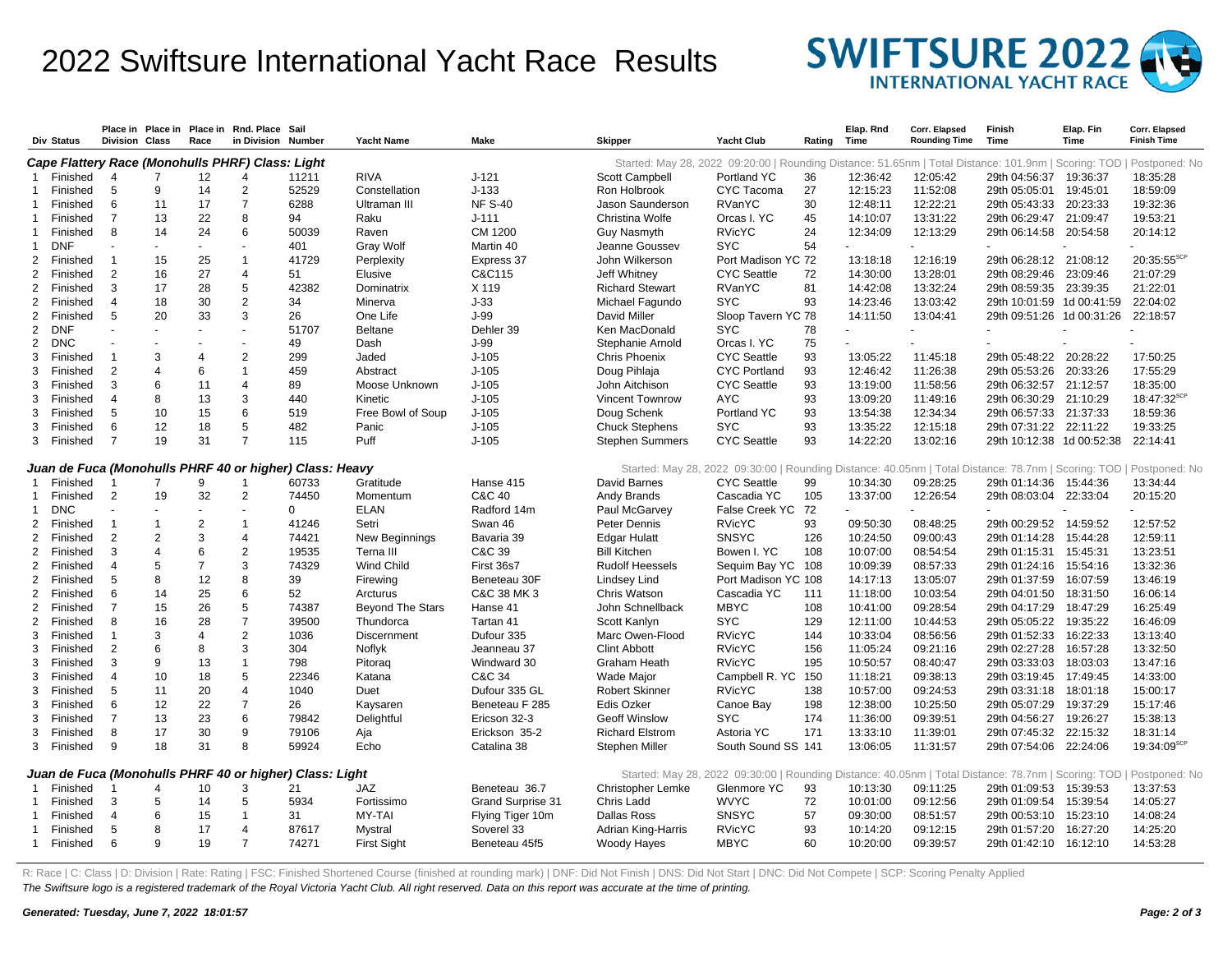# 2022 Swiftsure International Yacht Race Results

SWIFTSURE 2022 INTERNATIONAL YACHT RACE

| Div | Status | Place in Division | Place in Class | Place in Race | Rnd. Place in Division | Sail Number | Yacht Name | Make | Skipper | Yacht Club | Rating | Elap. Rnd Time | Corr. Elapsed Rounding Time | Finish Time | Elap. Fin Time | Corr. Elapsed Finish Time |
|---|---|---|---|---|---|---|---|---|---|---|---|---|---|---|---|---|
| ***Cape Flattery Race (Monohulls PHRF) Class: Light*** | | | | | | | | | Started: May 28, 2022 09:20:00 \| Rounding Distance: 51.65nm \| Total Distance: 101.9nm \| Scoring: TOD \| Postponed: No | | | | | | | |
| 1 | Finished | 4 | 7 | 12 | 4 | 11211 | RIVA | J-121 | Scott Campbell | Portland YC | 36 | 12:36:42 | 12:05:42 | 29th 04:56:37 | 19:36:37 | 18:35:28 |
| 1 | Finished | 5 | 9 | 14 | 2 | 52529 | Constellation | J-133 | Ron Holbrook | CYC Tacoma | 27 | 12:15:23 | 11:52:08 | 29th 05:05:01 | 19:45:01 | 18:59:09 |
| 1 | Finished | 6 | 11 | 17 | 7 | 6288 | Ultraman III | NF S-40 | Jason Saunderson | RVanYC | 30 | 12:48:11 | 12:22:21 | 29th 05:43:33 | 20:23:33 | 19:32:36 |
| 1 | Finished | 7 | 13 | 22 | 8 | 94 | Raku | J-111 | Christina Wolfe | Orcas I. YC | 45 | 14:10:07 | 13:31:22 | 29th 06:29:47 | 21:09:47 | 19:53:21 |
| 1 | Finished | 8 | 14 | 24 | 6 | 50039 | Raven | CM 1200 | Guy Nasmyth | RVicYC | 24 | 12:34:09 | 12:13:29 | 29th 06:14:58 | 20:54:58 | 20:14:12 |
| 1 | DNF | - | - | - | - | 401 | Gray Wolf | Martin 40 | Jeanne Goussev | SYC | 54 | - | - | - | - | - |
| 2 | Finished | 1 | 15 | 25 | 1 | 41729 | Perplexity | Express 37 | John Wilkerson | Port Madison YC | 72 | 13:18:18 | 12:16:19 | 29th 06:28:12 | 21:08:12 | 20:35:55[SCP] |
| 2 | Finished | 2 | 16 | 27 | 4 | 51 | Elusive | C&C115 | Jeff Whitney | CYC Seattle | 72 | 14:30:00 | 13:28:01 | 29th 08:29:46 | 23:09:46 | 21:07:29 |
| 2 | Finished | 3 | 17 | 28 | 5 | 42382 | Dominatrix | X 119 | Richard Stewart | RVanYC | 81 | 14:42:08 | 13:32:24 | 29th 08:59:35 | 23:39:35 | 21:22:01 |
| 2 | Finished | 4 | 18 | 30 | 2 | 34 | Minerva | J-33 | Michael Fagundo | SYC | 93 | 14:23:46 | 13:03:42 | 29th 10:01:59 | 1d 00:41:59 | 22:04:02 |
| 2 | Finished | 5 | 20 | 33 | 3 | 26 | One Life | J-99 | David Miller | Sloop Tavern YC | 78 | 14:11:50 | 13:04:41 | 29th 09:51:26 | 1d 00:31:26 | 22:18:57 |
| 2 | DNF | - | - | - | - | 51707 | Beltane | Dehler 39 | Ken MacDonald | SYC | 78 | - | - | - | - | - |
| 2 | DNC | - | - | - | - | 49 | Dash | J-99 | Stephanie Arnold | Orcas I. YC | 75 | - | - | - | - | - |
| 3 | Finished | 1 | 3 | 4 | 2 | 299 | Jaded | J-105 | Chris Phoenix | CYC Seattle | 93 | 13:05:22 | 11:45:18 | 29th 05:48:22 | 20:28:22 | 17:50:25 |
| 3 | Finished | 2 | 4 | 6 | 1 | 459 | Abstract | J-105 | Doug Pihlaja | CYC Portland | 93 | 12:46:42 | 11:26:38 | 29th 05:53:26 | 20:33:26 | 17:55:29 |
| 3 | Finished | 3 | 6 | 11 | 4 | 89 | Moose Unknown | J-105 | John Aitchison | CYC Seattle | 93 | 13:19:00 | 11:58:56 | 29th 06:32:57 | 21:12:57 | 18:35:00 |
| 3 | Finished | 4 | 8 | 13 | 3 | 440 | Kinetic | J-105 | Vincent Townrow | AYC | 93 | 13:09:20 | 11:49:16 | 29th 06:30:29 | 21:10:29 | 18:47:32[SCP] |
| 3 | Finished | 5 | 10 | 15 | 6 | 519 | Free Bowl of Soup | J-105 | Doug Schenk | Portland YC | 93 | 13:54:38 | 12:34:34 | 29th 06:57:33 | 21:37:33 | 18:59:36 |
| 3 | Finished | 6 | 12 | 18 | 5 | 482 | Panic | J-105 | Chuck Stephens | SYC | 93 | 13:35:22 | 12:15:18 | 29th 07:31:22 | 22:11:22 | 19:33:25 |
| 3 | Finished | 7 | 19 | 31 | 7 | 115 | Puff | J-105 | Stephen Summers | CYC Seattle | 93 | 14:22:20 | 13:02:16 | 29th 10:12:38 | 1d 00:52:38 | 22:14:41 |
| ***Juan de Fuca (Monohulls PHRF 40 or higher) Class: Heavy*** | | | | | | | | | Started: May 28, 2022 09:30:00 \| Rounding Distance: 40.05nm \| Total Distance: 78.7nm \| Scoring: TOD \| Postponed: No | | | | | | | |
| 1 | Finished | 1 | 7 | 9 | 1 | 60733 | Gratitude | Hanse 415 | David Barnes | CYC Seattle | 99 | 10:34:30 | 09:28:25 | 29th 01:14:36 | 15:44:36 | 13:34:44 |
| 1 | Finished | 2 | 19 | 32 | 2 | 74450 | Momentum | C&C 40 | Andy Brands | Cascadia YC | 105 | 13:37:00 | 12:26:54 | 29th 08:03:04 | 22:33:04 | 20:15:20 |
| 1 | DNC | - | - | - | - | 0 | ELAN | Radford 14m | Paul McGarvey | False Creek YC | 72 | - | - | - | - | - |
| 2 | Finished | 1 | 1 | 2 | 1 | 41246 | Setri | Swan 46 | Peter Dennis | RVicYC | 93 | 09:50:30 | 08:48:25 | 29th 00:29:52 | 14:59:52 | 12:57:52 |
| 2 | Finished | 2 | 2 | 3 | 4 | 74421 | New Beginnings | Bavaria 39 | Edgar Hulatt | SNSYC | 126 | 10:24:50 | 09:00:43 | 29th 01:14:28 | 15:44:28 | 12:59:11 |
| 2 | Finished | 3 | 4 | 6 | 2 | 19535 | Terna III | C&C 39 | Bill Kitchen | Bowen I. YC | 108 | 10:07:00 | 08:54:54 | 29th 01:15:31 | 15:45:31 | 13:23:51 |
| 2 | Finished | 4 | 5 | 7 | 3 | 74329 | Wind Child | First 36s7 | Rudolf Heessels | Sequim Bay YC | 108 | 10:09:39 | 08:57:33 | 29th 01:24:16 | 15:54:16 | 13:32:36 |
| 2 | Finished | 5 | 8 | 12 | 8 | 39 | Firewing | Beneteau 30F | Lindsey Lind | Port Madison YC | 108 | 14:17:13 | 13:05:07 | 29th 01:37:59 | 16:07:59 | 13:46:19 |
| 2 | Finished | 6 | 14 | 25 | 6 | 52 | Arcturus | C&C 38 MK 3 | Chris Watson | Cascadia YC | 111 | 11:18:00 | 10:03:54 | 29th 04:01:50 | 18:31:50 | 16:06:14 |
| 2 | Finished | 7 | 15 | 26 | 5 | 74387 | Beyond The Stars | Hanse 41 | John Schnellback | MBYC | 108 | 10:41:00 | 09:28:54 | 29th 04:17:29 | 18:47:29 | 16:25:49 |
| 2 | Finished | 8 | 16 | 28 | 7 | 39500 | Thundorca | Tartan 41 | Scott Kanlyn | SYC | 129 | 12:11:00 | 10:44:53 | 29th 05:05:22 | 19:35:22 | 16:46:09 |
| 3 | Finished | 1 | 3 | 4 | 2 | 1036 | Discernment | Dufour 335 | Marc Owen-Flood | RVicYC | 144 | 10:33:04 | 08:56:56 | 29th 01:52:33 | 16:22:33 | 13:13:40 |
| 3 | Finished | 2 | 6 | 8 | 3 | 304 | Noflyk | Jeanneau 37 | Clint Abbott | RVicYC | 156 | 11:05:24 | 09:21:16 | 29th 02:27:28 | 16:57:28 | 13:32:50 |
| 3 | Finished | 3 | 9 | 13 | 1 | 798 | Pitoraq | Windward 30 | Graham Heath | RVicYC | 195 | 10:50:57 | 08:40:47 | 29th 03:33:03 | 18:03:03 | 13:47:16 |
| 3 | Finished | 4 | 10 | 18 | 5 | 22346 | Katana | C&C 34 | Wade Major | Campbell R. YC | 150 | 11:18:21 | 09:38:13 | 29th 03:19:45 | 17:49:45 | 14:33:00 |
| 3 | Finished | 5 | 11 | 20 | 4 | 1040 | Duet | Dufour 335 GL | Robert Skinner | RVicYC | 138 | 10:57:00 | 09:24:53 | 29th 03:31:18 | 18:01:18 | 15:00:17 |
| 3 | Finished | 6 | 12 | 22 | 7 | 26 | Kaysaren | Beneteau F 285 | Edis Ozker | Canoe Bay | 198 | 12:38:00 | 10:25:50 | 29th 05:07:29 | 19:37:29 | 15:17:46 |
| 3 | Finished | 7 | 13 | 23 | 6 | 79842 | Delightful | Ericson 32-3 | Geoff Winslow | SYC | 174 | 11:36:00 | 09:39:51 | 29th 04:56:27 | 19:26:27 | 15:38:13 |
| 3 | Finished | 8 | 17 | 30 | 9 | 79106 | Aja | Erickson 35-2 | Richard Elstrom | Astoria YC | 171 | 13:33:10 | 11:39:01 | 29th 07:45:32 | 22:15:32 | 18:31:14 |
| 3 | Finished | 9 | 18 | 31 | 8 | 59924 | Echo | Catalina 38 | Stephen Miller | South Sound SS | 141 | 13:06:05 | 11:31:57 | 29th 07:54:06 | 22:24:06 | 19:34:09[SCP] |
| ***Juan de Fuca (Monohulls PHRF 40 or higher) Class: Light*** | | | | | | | | | Started: May 28, 2022 09:30:00 \| Rounding Distance: 40.05nm \| Total Distance: 78.7nm \| Scoring: TOD \| Postponed: No | | | | | | | |
| 1 | Finished | 1 | 4 | 10 | 3 | 21 | JAZ | Beneteau 36.7 | Christopher Lemke | Glenmore YC | 93 | 10:13:30 | 09:11:25 | 29th 01:09:53 | 15:39:53 | 13:37:53 |
| 1 | Finished | 3 | 5 | 14 | 5 | 5934 | Fortissimo | Grand Surprise 31 | Chris Ladd | WVYC | 72 | 10:01:00 | 09:12:56 | 29th 01:09:54 | 15:39:54 | 14:05:27 |
| 1 | Finished | 4 | 6 | 15 | 1 | 31 | MY-TAI | Flying Tiger 10m | Dallas Ross | SNSYC | 57 | 09:30:00 | 08:51:57 | 29th 00:53:10 | 15:23:10 | 14:08:24 |
| 1 | Finished | 5 | 8 | 17 | 4 | 87617 | Mystral | Soverel 33 | Adrian King-Harris | RVicYC | 93 | 10:14:20 | 09:12:15 | 29th 01:57:20 | 16:27:20 | 14:25:20 |
| 1 | Finished | 6 | 9 | 19 | 7 | 74271 | First Sight | Beneteau 45f5 | Woody Hayes | MBYC | 60 | 10:20:00 | 09:39:57 | 29th 01:42:10 | 16:12:10 | 14:53:28 |

R: Race | C: Class | D: Division | Rate: Rating | FSC: Finished Shortened Course (finished at rounding mark) | DNF: Did Not Finish | DNS: Did Not Start | DNC: Did Not Compete | SCP: Scoring Penalty Applied

*The Swiftsure logo is a registered trademark of the Royal Victoria Yacht Club. All right reserved. Data on this report was accurate at the time of printing.*

***Generated: Tuesday, June 7, 2022 18:01:57***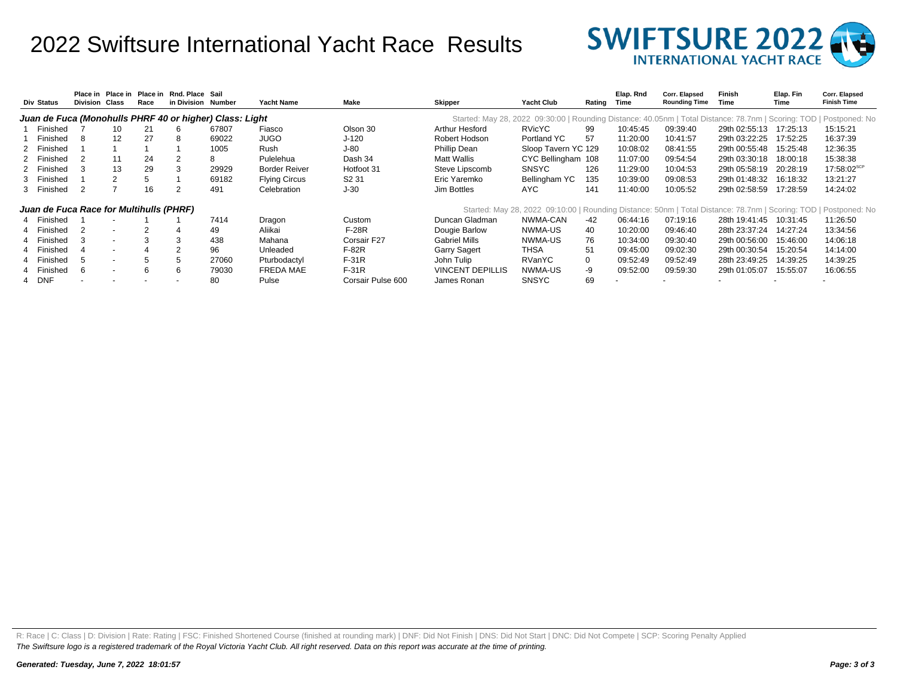# 2022 Swiftsure International Yacht Race Results

| Div | Status | Place in Division | Place in Class | Place in Race | Rnd. Place in Division | Sail Number | Yacht Name | Make | Skipper | Yacht Club | Rating | Elap. Rnd Time | Corr. Elapsed Rounding Time | Finish Time | Elap. Fin Time | Corr. Elapsed Finish Time |
|---|---|---|---|---|---|---|---|---|---|---|---|---|---|---|---|---|
| ***Juan de Fuca (Monohulls PHRF 40 or higher) Class: Light*** | | | | | | | | | Started: May 28, 2022 09:30:00 \| Rounding Distance: 40.05nm \| Total Distance: 78.7nm \| Scoring: TOD \| Postponed: No | | | | | | | |
| 1 | Finished | 7 | 10 | 21 | 6 | 67807 | Fiasco | Olson 30 | Arthur Hesford | RVicYC | 99 | 10:45:45 | 09:39:40 | 29th 02:55:13 | 17:25:13 | 15:15:21 |
| 1 | Finished | 8 | 12 | 27 | 8 | 69022 | JUGO | J-120 | Robert Hodson | Portland YC | 57 | 11:20:00 | 10:41:57 | 29th 03:22:25 | 17:52:25 | 16:37:39 |
| 2 | Finished | 1 | 1 | 1 | 1 | 1005 | Rush | J-80 | Phillip Dean | Sloop Tavern YC | 129 | 10:08:02 | 08:41:55 | 29th 00:55:48 | 15:25:48 | 12:36:35 |
| 2 | Finished | 2 | 11 | 24 | 2 | 8 | Pulelehua | Dash 34 | Matt Wallis | CYC Bellingham | 108 | 11:07:00 | 09:54:54 | 29th 03:30:18 | 18:00:18 | 15:38:38 |
| 2 | Finished | 3 | 13 | 29 | 3 | 29929 | Border Reiver | Hotfoot 31 | Steve Lipscomb | SNSYC | 126 | 11:29:00 | 10:04:53 | 29th 05:58:19 | 20:28:19 | 17:58:02 SCP |
| 3 | Finished | 1 | 2 | 5 | 1 | 69182 | Flying Circus | S2 31 | Eric Yaremko | Bellingham YC | 135 | 10:39:00 | 09:08:53 | 29th 01:48:32 | 16:18:32 | 13:21:27 |
| 3 | Finished | 2 | 7 | 16 | 2 | 491 | Celebration | J-30 | Jim Bottles | AYC | 141 | 11:40:00 | 10:05:52 | 29th 02:58:59 | 17:28:59 | 14:24:02 |
| ***Juan de Fuca Race for Multihulls (PHRF)*** | | | | | | | | | Started: May 28, 2022 09:10:00 \| Rounding Distance: 50nm \| Total Distance: 78.7nm \| Scoring: TOD \| Postponed: No | | | | | | | |
| 4 | Finished | 1 | - | 1 | 1 | 7414 | Dragon | Custom | Duncan Gladman | NWMA-CAN | -42 | 06:44:16 | 07:19:16 | 28th 19:41:45 | 10:31:45 | 11:26:50 |
| 4 | Finished | 2 | - | 2 | 4 | 49 | Aliikai | F-28R | Dougie Barlow | NWMA-US | 40 | 10:20:00 | 09:46:40 | 28th 23:37:24 | 14:27:24 | 13:34:56 |
| 4 | Finished | 3 | - | 3 | 3 | 438 | Mahana | Corsair F27 | Gabriel Mills | NWMA-US | 76 | 10:34:00 | 09:30:40 | 29th 00:56:00 | 15:46:00 | 14:06:18 |
| 4 | Finished | 4 | - | 4 | 2 | 96 | Unleaded | F-82R | Garry Sagert | THSA | 51 | 09:45:00 | 09:02:30 | 29th 00:30:54 | 15:20:54 | 14:14:00 |
| 4 | Finished | 5 | - | 5 | 5 | 27060 | Pturbodactyl | F-31R | John Tulip | RVanYC | 0 | 09:52:49 | 09:52:49 | 28th 23:49:25 | 14:39:25 | 14:39:25 |
| 4 | Finished | 6 | - | 6 | 6 | 79030 | FREDA MAE | F-31R | VINCENT DEPILLIS | NWMA-US | -9 | 09:52:00 | 09:59:30 | 29th 01:05:07 | 15:55:07 | 16:06:55 |
| 4 | DNF | - | - | - | - | 80 | Pulse | Corsair Pulse 600 | James Ronan | SNSYC | 69 | - | - | - | - | - |

R: Race | C: Class | D: Division | Rate: Rating | FSC: Finished Shortened Course (finished at rounding mark) | DNF: Did Not Finish | DNS: Did Not Start | DNC: Did Not Compete | SCP: Scoring Penalty Applied

*The Swiftsure logo is a registered trademark of the Royal Victoria Yacht Club. All right reserved. Data on this report was accurate at the time of printing.*

***Generated: Tuesday, June 7, 2022 18:01:57***